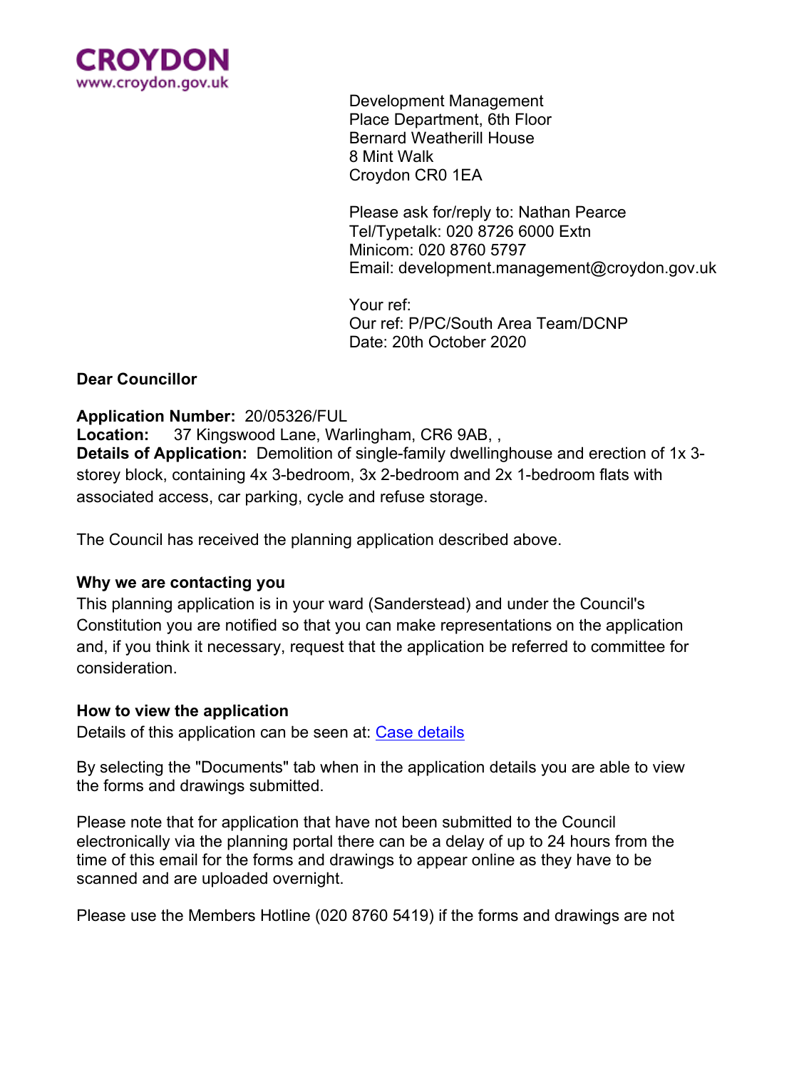**CROYDON**
www.croydon.gov.uk

Development Management
Place Department, 6th Floor
Bernard Weatherill House
8 Mint Walk
Croydon CR0 1EA

Please ask for/reply to: Nathan Pearce
Tel/Typetalk: 020 8726 6000 Extn
Minicom: 020 8760 5797
Email: development.management@croydon.gov.uk

Your ref:
Our ref: P/PC/South Area Team/DCNP
Date: 20th October 2020

**Dear Councillor**

**Application Number:** 20/05326/FUL
**Location:** 37 Kingswood Lane, Warlingham, CR6 9AB, ,
**Details of Application:** Demolition of single-family dwellinghouse and erection of 1x 3-storey block, containing 4x 3-bedroom, 3x 2-bedroom and 2x 1-bedroom flats with associated access, car parking, cycle and refuse storage.

The Council has received the planning application described above.

**Why we are contacting you**
This planning application is in your ward (Sanderstead) and under the Council's Constitution you are notified so that you can make representations on the application and, if you think it necessary, request that the application be referred to committee for consideration.

**How to view the application**
Details of this application can be seen at: Case details

By selecting the "Documents" tab when in the application details you are able to view the forms and drawings submitted.

Please note that for application that have not been submitted to the Council electronically via the planning portal there can be a delay of up to 24 hours from the time of this email for the forms and drawings to appear online as they have to be scanned and are uploaded overnight.

Please use the Members Hotline (020 8760 5419) if the forms and drawings are not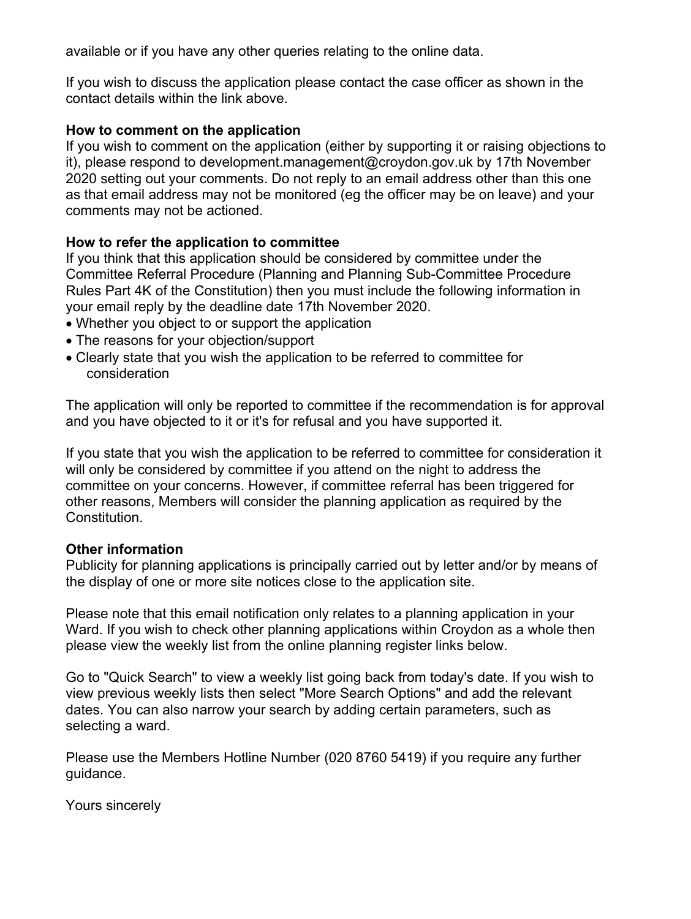available or if you have any other queries relating to the online data.

If you wish to discuss the application please contact the case officer as shown in the contact details within the link above.

**How to comment on the application**

If you wish to comment on the application (either by supporting it or raising objections to it), please respond to development.management@croydon.gov.uk by 17th November 2020 setting out your comments. Do not reply to an email address other than this one as that email address may not be monitored (eg the officer may be on leave) and your comments may not be actioned.

**How to refer the application to committee**

If you think that this application should be considered by committee under the Committee Referral Procedure (Planning and Planning Sub-Committee Procedure Rules Part 4K of the Constitution) then you must include the following information in your email reply by the deadline date 17th November 2020.

- Whether you object to or support the application
- The reasons for your objection/support
- Clearly state that you wish the application to be referred to committee for consideration

The application will only be reported to committee if the recommendation is for approval and you have objected to it or it's for refusal and you have supported it.

If you state that you wish the application to be referred to committee for consideration it will only be considered by committee if you attend on the night to address the committee on your concerns. However, if committee referral has been triggered for other reasons, Members will consider the planning application as required by the Constitution.

**Other information**

Publicity for planning applications is principally carried out by letter and/or by means of the display of one or more site notices close to the application site.

Please note that this email notification only relates to a planning application in your Ward. If you wish to check other planning applications within Croydon as a whole then please view the weekly list from the online planning register links below.

Go to "Quick Search" to view a weekly list going back from today's date. If you wish to view previous weekly lists then select "More Search Options" and add the relevant dates. You can also narrow your search by adding certain parameters, such as selecting a ward.

Please use the Members Hotline Number (020 8760 5419) if you require any further guidance.

Yours sincerely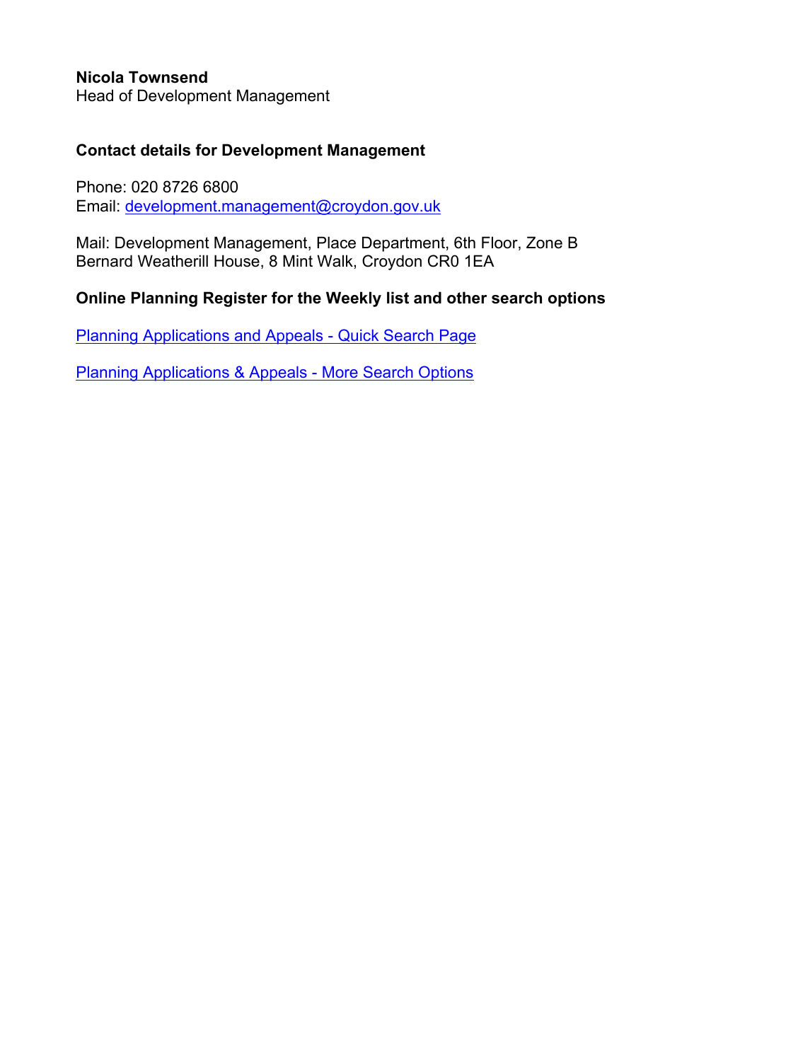**Nicola Townsend**
Head of Development Management

**Contact details for Development Management**

Phone: 020 8726 6800
Email: development.management@croydon.gov.uk

Mail: Development Management, Place Department, 6th Floor, Zone B
Bernard Weatherill House, 8 Mint Walk, Croydon CR0 1EA

**Online Planning Register for the Weekly list and other search options**

Planning Applications and Appeals - Quick Search Page

Planning Applications & Appeals - More Search Options